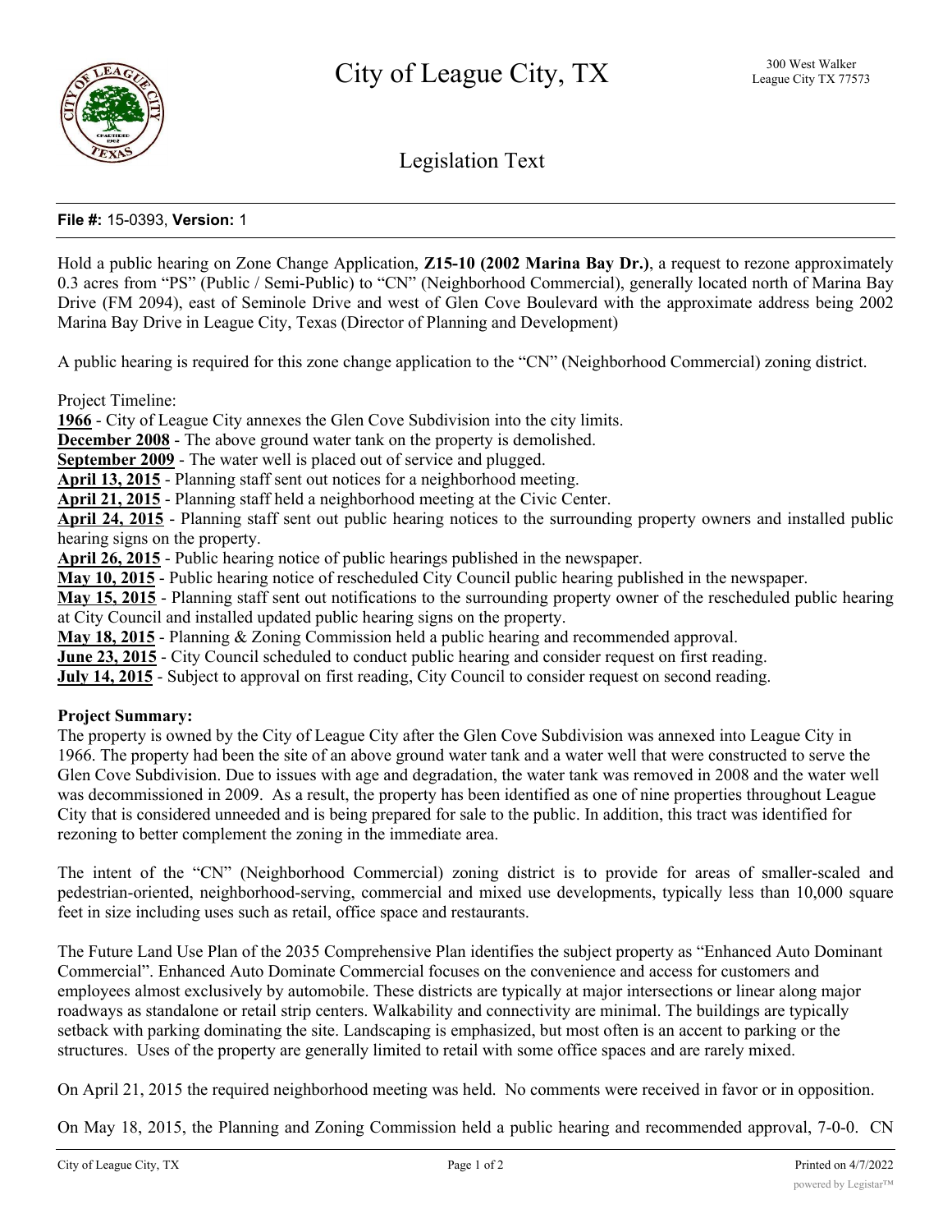# City of League City, TX

300 West Walker
League City TX 77573

## Legislation Text

**File #:** 15-0393, **Version:** 1

Hold a public hearing on Zone Change Application, **Z15-10 (2002 Marina Bay Dr.)**, a request to rezone approximately 0.3 acres from "PS" (Public / Semi-Public) to "CN" (Neighborhood Commercial), generally located north of Marina Bay Drive (FM 2094), east of Seminole Drive and west of Glen Cove Boulevard with the approximate address being 2002 Marina Bay Drive in League City, Texas (Director of Planning and Development)

A public hearing is required for this zone change application to the "CN" (Neighborhood Commercial) zoning district.

Project Timeline:

**1966** - City of League City annexes the Glen Cove Subdivision into the city limits.
**December 2008** - The above ground water tank on the property is demolished.
**September 2009** - The water well is placed out of service and plugged.
**April 13, 2015** - Planning staff sent out notices for a neighborhood meeting.
**April 21, 2015** - Planning staff held a neighborhood meeting at the Civic Center.
**April 24, 2015** - Planning staff sent out public hearing notices to the surrounding property owners and installed public hearing signs on the property.
**April 26, 2015** - Public hearing notice of public hearings published in the newspaper.
**May 10, 2015** - Public hearing notice of rescheduled City Council public hearing published in the newspaper.
**May 15, 2015** - Planning staff sent out notifications to the surrounding property owner of the rescheduled public hearing at City Council and installed updated public hearing signs on the property.
**May 18, 2015** - Planning & Zoning Commission held a public hearing and recommended approval.
**June 23, 2015** - City Council scheduled to conduct public hearing and consider request on first reading.
**July 14, 2015** - Subject to approval on first reading, City Council to consider request on second reading.

**Project Summary:**

The property is owned by the City of League City after the Glen Cove Subdivision was annexed into League City in 1966. The property had been the site of an above ground water tank and a water well that were constructed to serve the Glen Cove Subdivision. Due to issues with age and degradation, the water tank was removed in 2008 and the water well was decommissioned in 2009. As a result, the property has been identified as one of nine properties throughout League City that is considered unneeded and is being prepared for sale to the public. In addition, this tract was identified for rezoning to better complement the zoning in the immediate area.

The intent of the "CN" (Neighborhood Commercial) zoning district is to provide for areas of smaller-scaled and pedestrian-oriented, neighborhood-serving, commercial and mixed use developments, typically less than 10,000 square feet in size including uses such as retail, office space and restaurants.

The Future Land Use Plan of the 2035 Comprehensive Plan identifies the subject property as "Enhanced Auto Dominant Commercial". Enhanced Auto Dominate Commercial focuses on the convenience and access for customers and employees almost exclusively by automobile. These districts are typically at major intersections or linear along major roadways as standalone or retail strip centers. Walkability and connectivity are minimal. The buildings are typically setback with parking dominating the site. Landscaping is emphasized, but most often is an accent to parking or the structures. Uses of the property are generally limited to retail with some office spaces and are rarely mixed.

On April 21, 2015 the required neighborhood meeting was held. No comments were received in favor or in opposition.

On May 18, 2015, the Planning and Zoning Commission held a public hearing and recommended approval, 7-0-0. CN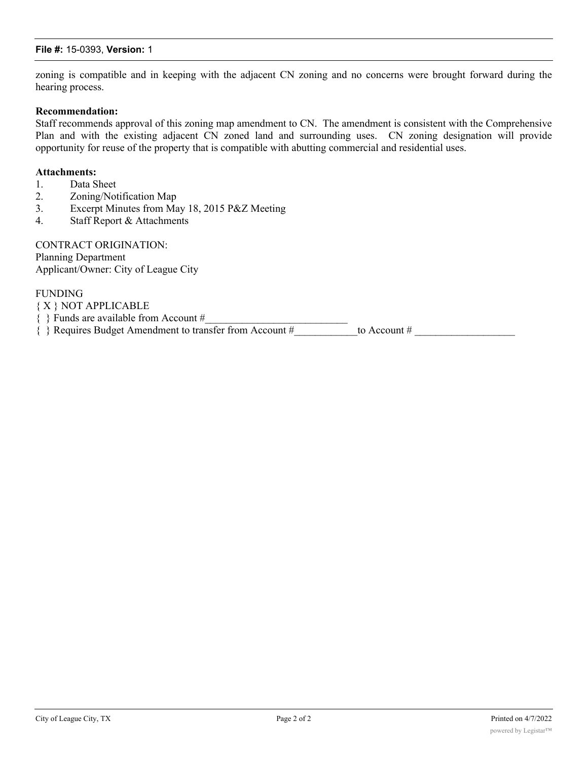zoning is compatible and in keeping with the adjacent CN zoning and no concerns were brought forward during the hearing process.

**Recommendation:**
Staff recommends approval of this zoning map amendment to CN. The amendment is consistent with the Comprehensive Plan and with the existing adjacent CN zoned land and surrounding uses. CN zoning designation will provide opportunity for reuse of the property that is compatible with abutting commercial and residential uses.

**Attachments:**
1. Data Sheet
2. Zoning/Notification Map
3. Excerpt Minutes from May 18, 2015 P&Z Meeting
4. Staff Report & Attachments

CONTRACT ORIGINATION:
Planning Department
Applicant/Owner: City of League City

FUNDING
{ X } NOT APPLICABLE
{ } Funds are available from Account #___________________________
{ } Requires Budget Amendment to transfer from Account #____________to Account # ___________________